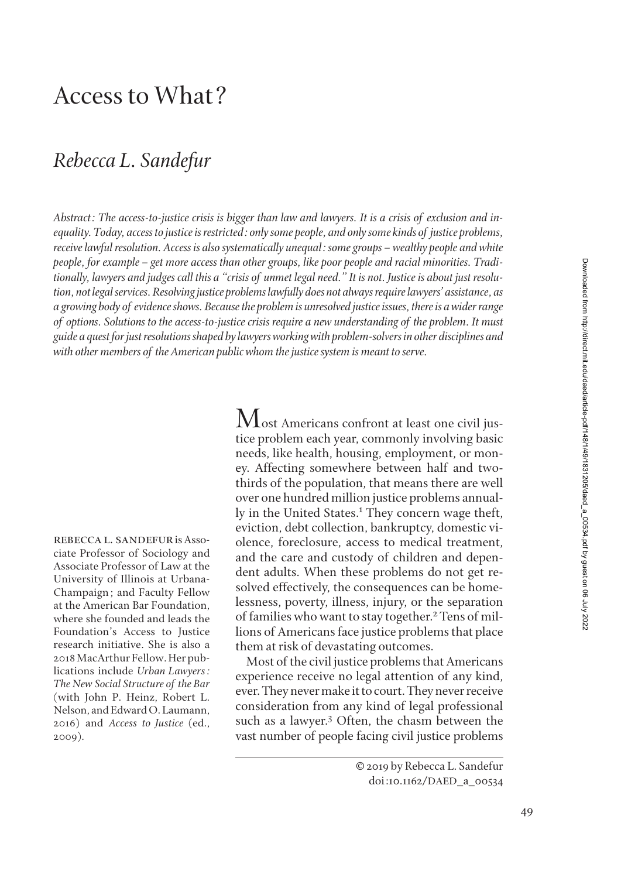# Access to What?

## *Rebecca L. Sandefur*

*Abstract: The access-to-justice crisis is bigger than law and lawyers. It is a crisis of exclusion and inequality. Today, access to justice is restricted: only some people, and only some kinds of justice problems, receive lawful resolution. Access is also systematically unequal: some groups – wealthy people and white people, for example – get more access than other groups, like poor people and racial minorities. Traditionally, lawyers and judges call this a "crisis of unmet legal need." It is not. Justice is about just resolution, not legal services. Resolving justice problems lawfully does not always require lawyers' assistance, as a growing body of evidence shows. Because the problem is unresolved justice issues, there is a wider range of options. Solutions to the access-to-justice crisis require a new understanding of the problem. It must guide a quest for just resolutions shaped by lawyers working with problem-solvers in other disciplines and with other members of the American public whom the justice system is meant to serve.*

Most Americans confront at least one civil justice problem each year, commonly involving basic needs, like health, housing, employment, or money. Affecting somewhere between half and two-thirds of the population, that means there are well over one hundred million justice problems annually in the United States.[1] They concern wage theft, eviction, debt collection, bankruptcy, domestic violence, foreclosure, access to medical treatment, and the care and custody of children and dependent adults. When these problems do not get resolved effectively, the consequences can be homelessness, poverty, illness, injury, or the separation of families who want to stay together.[2] Tens of millions of Americans face justice problems that place them at risk of devastating outcomes.

Most of the civil justice problems that Americans experience receive no legal attention of any kind, ever. They never make it to court. They never receive consideration from any kind of legal professional such as a lawyer.[3] Often, the chasm between the vast number of people facing civil justice problems

REBECCA L. SANDEFUR is Associate Professor of Sociology and Associate Professor of Law at the University of Illinois at Urbana-Champaign; and Faculty Fellow at the American Bar Foundation, where she founded and leads the Foundation's Access to Justice research initiative. She is also a 2018 MacArthur Fellow. Her publications include *Urban Lawyers: The New Social Structure of the Bar* (with John P. Heinz, Robert L. Nelson, and Edward O. Laumann, 2016) and *Access to Justice* (ed., 2009).

© 2019 by Rebecca L. Sandefur
doi:10.1162/DAED_a_00534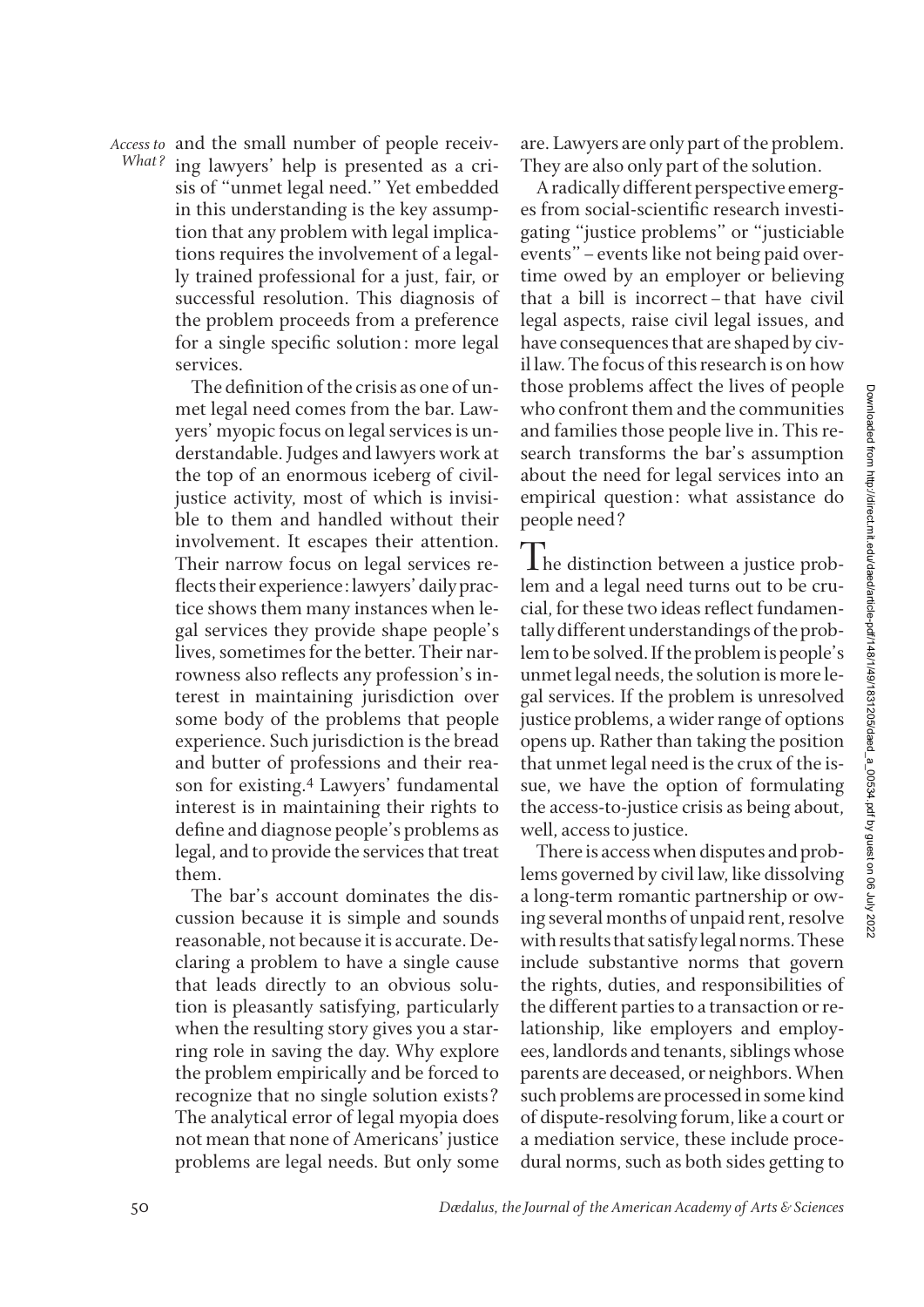and the small number of people receiving lawyers' help is presented as a crisis of "unmet legal need." Yet embedded in this understanding is the key assumption that any problem with legal implications requires the involvement of a legally trained professional for a just, fair, or successful resolution. This diagnosis of the problem proceeds from a preference for a single specific solution: more legal services.

The definition of the crisis as one of unmet legal need comes from the bar. Lawyers' myopic focus on legal services is understandable. Judges and lawyers work at the top of an enormous iceberg of civil-justice activity, most of which is invisible to them and handled without their involvement. It escapes their attention. Their narrow focus on legal services reflects their experience: lawyers' daily practice shows them many instances when legal services they provide shape people's lives, sometimes for the better. Their narrowness also reflects any profession's interest in maintaining jurisdiction over some body of the problems that people experience. Such jurisdiction is the bread and butter of professions and their reason for existing.[4] Lawyers' fundamental interest is in maintaining their rights to define and diagnose people's problems as legal, and to provide the services that treat them.

The bar's account dominates the discussion because it is simple and sounds reasonable, not because it is accurate. Declaring a problem to have a single cause that leads directly to an obvious solution is pleasantly satisfying, particularly when the resulting story gives you a starring role in saving the day. Why explore the problem empirically and be forced to recognize that no single solution exists? The analytical error of legal myopia does not mean that none of Americans' justice problems are legal needs. But only some are. Lawyers are only part of the problem. They are also only part of the solution.

A radically different perspective emerges from social-scientific research investigating "justice problems" or "justiciable events" – events like not being paid overtime owed by an employer or believing that a bill is incorrect – that have civil legal aspects, raise civil legal issues, and have consequences that are shaped by civil law. The focus of this research is on how those problems affect the lives of people who confront them and the communities and families those people live in. This research transforms the bar's assumption about the need for legal services into an empirical question: what assistance do people need?

The distinction between a justice problem and a legal need turns out to be crucial, for these two ideas reflect fundamentally different understandings of the problem to be solved. If the problem is people's unmet legal needs, the solution is more legal services. If the problem is unresolved justice problems, a wider range of options opens up. Rather than taking the position that unmet legal need is the crux of the issue, we have the option of formulating the access-to-justice crisis as being about, well, access to justice.

There is access when disputes and problems governed by civil law, like dissolving a long-term romantic partnership or owing several months of unpaid rent, resolve with results that satisfy legal norms. These include substantive norms that govern the rights, duties, and responsibilities of the different parties to a transaction or relationship, like employers and employees, landlords and tenants, siblings whose parents are deceased, or neighbors. When such problems are processed in some kind of dispute-resolving forum, like a court or a mediation service, these include procedural norms, such as both sides getting to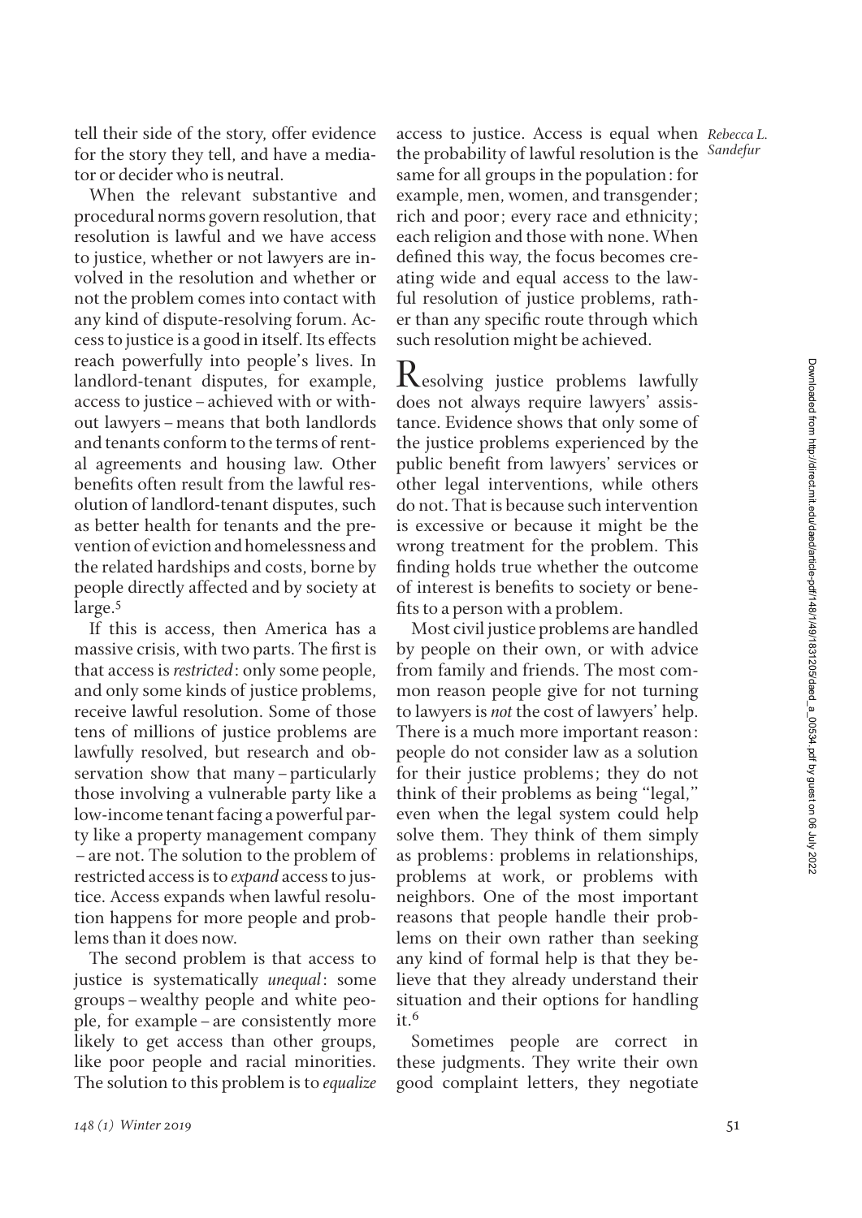tell their side of the story, offer evidence for the story they tell, and have a mediator or decider who is neutral.

When the relevant substantive and procedural norms govern resolution, that resolution is lawful and we have access to justice, whether or not lawyers are involved in the resolution and whether or not the problem comes into contact with any kind of dispute-resolving forum. Access to justice is a good in itself. Its effects reach powerfully into people's lives. In landlord-tenant disputes, for example, access to justice – achieved with or without lawyers – means that both landlords and tenants conform to the terms of rental agreements and housing law. Other benefits often result from the lawful resolution of landlord-tenant disputes, such as better health for tenants and the prevention of eviction and homelessness and the related hardships and costs, borne by people directly affected and by society at large.[5]

If this is access, then America has a massive crisis, with two parts. The first is that access is *restricted*: only some people, and only some kinds of justice problems, receive lawful resolution. Some of those tens of millions of justice problems are lawfully resolved, but research and observation show that many – particularly those involving a vulnerable party like a low-income tenant facing a powerful party like a property management company – are not. The solution to the problem of restricted access is to *expand* access to justice. Access expands when lawful resolution happens for more people and problems than it does now.

The second problem is that access to justice is systematically *unequal*: some groups – wealthy people and white people, for example – are consistently more likely to get access than other groups, like poor people and racial minorities. The solution to this problem is to *equalize* access to justice. Access is equal when the probability of lawful resolution is the same for all groups in the population: for example, men, women, and transgender; rich and poor; every race and ethnicity; each religion and those with none. When defined this way, the focus becomes creating wide and equal access to the lawful resolution of justice problems, rather than any specific route through which such resolution might be achieved.

Resolving justice problems lawfully does not always require lawyers' assistance. Evidence shows that only some of the justice problems experienced by the public benefit from lawyers' services or other legal interventions, while others do not. That is because such intervention is excessive or because it might be the wrong treatment for the problem. This finding holds true whether the outcome of interest is benefits to society or benefits to a person with a problem.

Most civil justice problems are handled by people on their own, or with advice from family and friends. The most common reason people give for not turning to lawyers is *not* the cost of lawyers' help. There is a much more important reason: people do not consider law as a solution for their justice problems; they do not think of their problems as being "legal," even when the legal system could help solve them. They think of them simply as problems: problems in relationships, problems at work, or problems with neighbors. One of the most important reasons that people handle their problems on their own rather than seeking any kind of formal help is that they believe that they already understand their situation and their options for handling it.[6]

Sometimes people are correct in these judgments. They write their own good complaint letters, they negotiate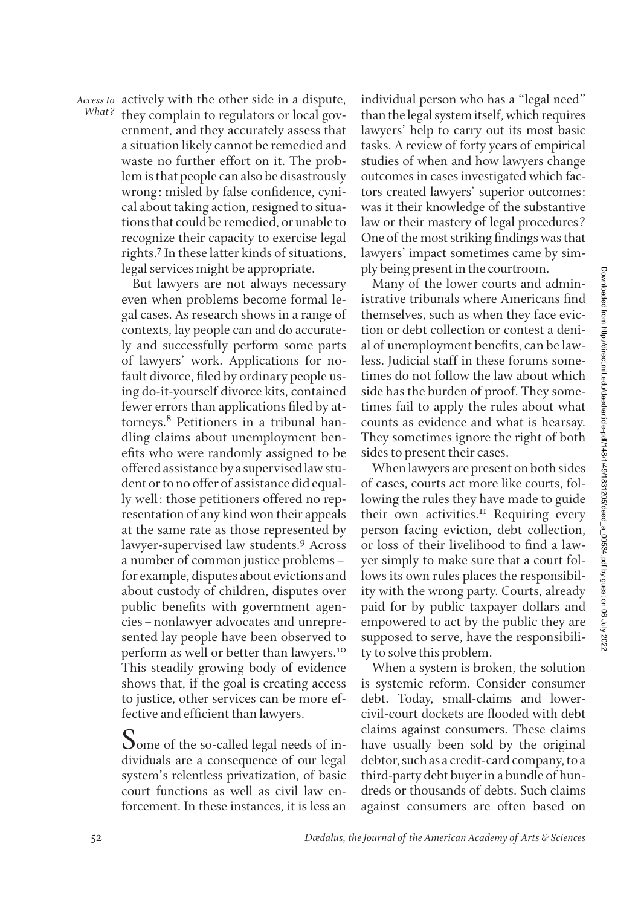actively with the other side in a dispute, they complain to regulators or local government, and they accurately assess that a situation likely cannot be remedied and waste no further effort on it. The problem is that people can also be disastrously wrong: misled by false confidence, cynical about taking action, resigned to situations that could be remedied, or unable to recognize their capacity to exercise legal rights.[7] In these latter kinds of situations, legal services might be appropriate.

But lawyers are not always necessary even when problems become formal legal cases. As research shows in a range of contexts, lay people can and do accurately and successfully perform some parts of lawyers' work. Applications for no-fault divorce, filed by ordinary people using do-it-yourself divorce kits, contained fewer errors than applications filed by attorneys.[8] Petitioners in a tribunal handling claims about unemployment benefits who were randomly assigned to be offered assistance by a supervised law student or to no offer of assistance did equally well: those petitioners offered no representation of any kind won their appeals at the same rate as those represented by lawyer-supervised law students.[9] Across a number of common justice problems – for example, disputes about evictions and about custody of children, disputes over public benefits with government agencies – nonlawyer advocates and unrepresented lay people have been observed to perform as well or better than lawyers.[10] This steadily growing body of evidence shows that, if the goal is creating access to justice, other services can be more effective and efficient than lawyers.

Some of the so-called legal needs of individuals are a consequence of our legal system's relentless privatization, of basic court functions as well as civil law enforcement. In these instances, it is less an individual person who has a "legal need" than the legal system itself, which requires lawyers' help to carry out its most basic tasks. A review of forty years of empirical studies of when and how lawyers change outcomes in cases investigated which factors created lawyers' superior outcomes: was it their knowledge of the substantive law or their mastery of legal procedures? One of the most striking findings was that lawyers' impact sometimes came by simply being present in the courtroom.

Many of the lower courts and administrative tribunals where Americans find themselves, such as when they face eviction or debt collection or contest a denial of unemployment benefits, can be lawless. Judicial staff in these forums sometimes do not follow the law about which side has the burden of proof. They sometimes fail to apply the rules about what counts as evidence and what is hearsay. They sometimes ignore the right of both sides to present their cases.

When lawyers are present on both sides of cases, courts act more like courts, following the rules they have made to guide their own activities.[11] Requiring every person facing eviction, debt collection, or loss of their livelihood to find a lawyer simply to make sure that a court follows its own rules places the responsibility with the wrong party. Courts, already paid for by public taxpayer dollars and empowered to act by the public they are supposed to serve, have the responsibility to solve this problem.

When a system is broken, the solution is systemic reform. Consider consumer debt. Today, small-claims and lower-civil-court dockets are flooded with debt claims against consumers. These claims have usually been sold by the original debtor, such as a credit-card company, to a third-party debt buyer in a bundle of hundreds or thousands of debts. Such claims against consumers are often based on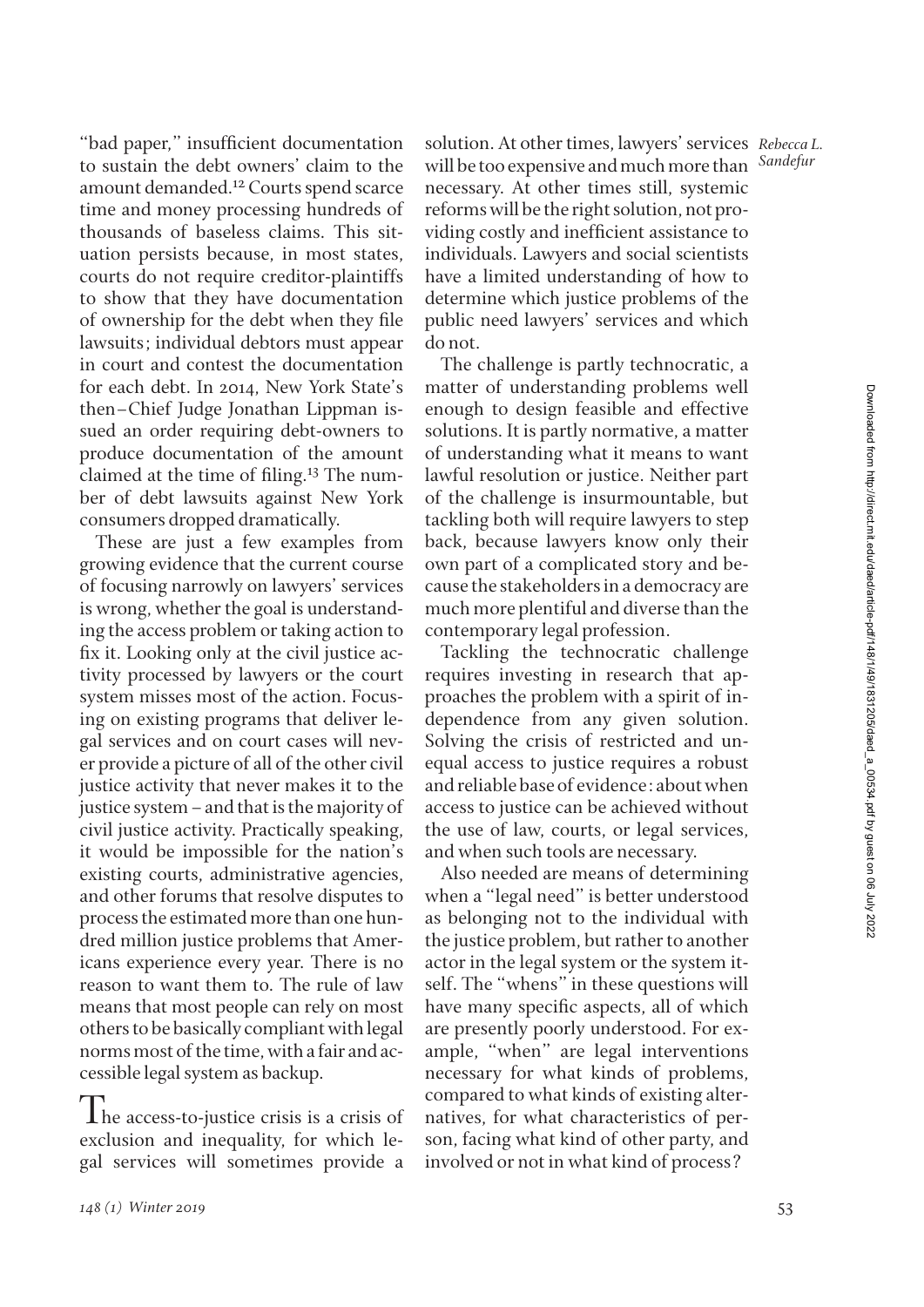"bad paper," insufficient documentation to sustain the debt owners' claim to the amount demanded.[12] Courts spend scarce time and money processing hundreds of thousands of baseless claims. This situation persists because, in most states, courts do not require creditor-plaintiffs to show that they have documentation of ownership for the debt when they file lawsuits; individual debtors must appear in court and contest the documentation for each debt. In 2014, New York State's then–Chief Judge Jonathan Lippman issued an order requiring debt-owners to produce documentation of the amount claimed at the time of filing.[13] The number of debt lawsuits against New York consumers dropped dramatically.

These are just a few examples from growing evidence that the current course of focusing narrowly on lawyers' services is wrong, whether the goal is understanding the access problem or taking action to fix it. Looking only at the civil justice activity processed by lawyers or the court system misses most of the action. Focusing on existing programs that deliver legal services and on court cases will never provide a picture of all of the other civil justice activity that never makes it to the justice system – and that is the majority of civil justice activity. Practically speaking, it would be impossible for the nation's existing courts, administrative agencies, and other forums that resolve disputes to process the estimated more than one hundred million justice problems that Americans experience every year. There is no reason to want them to. The rule of law means that most people can rely on most others to be basically compliant with legal norms most of the time, with a fair and accessible legal system as backup.

The access-to-justice crisis is a crisis of exclusion and inequality, for which legal services will sometimes provide a solution. At other times, lawyers' services will be too expensive and much more than necessary. At other times still, systemic reforms will be the right solution, not providing costly and inefficient assistance to individuals. Lawyers and social scientists have a limited understanding of how to determine which justice problems of the public need lawyers' services and which do not.

The challenge is partly technocratic, a matter of understanding problems well enough to design feasible and effective solutions. It is partly normative, a matter of understanding what it means to want lawful resolution or justice. Neither part of the challenge is insurmountable, but tackling both will require lawyers to step back, because lawyers know only their own part of a complicated story and because the stakeholders in a democracy are much more plentiful and diverse than the contemporary legal profession.

Tackling the technocratic challenge requires investing in research that approaches the problem with a spirit of independence from any given solution. Solving the crisis of restricted and unequal access to justice requires a robust and reliable base of evidence: about when access to justice can be achieved without the use of law, courts, or legal services, and when such tools are necessary.

Also needed are means of determining when a "legal need" is better understood as belonging not to the individual with the justice problem, but rather to another actor in the legal system or the system itself. The "whens" in these questions will have many specific aspects, all of which are presently poorly understood. For example, "when" are legal interventions necessary for what kinds of problems, compared to what kinds of existing alternatives, for what characteristics of person, facing what kind of other party, and involved or not in what kind of process?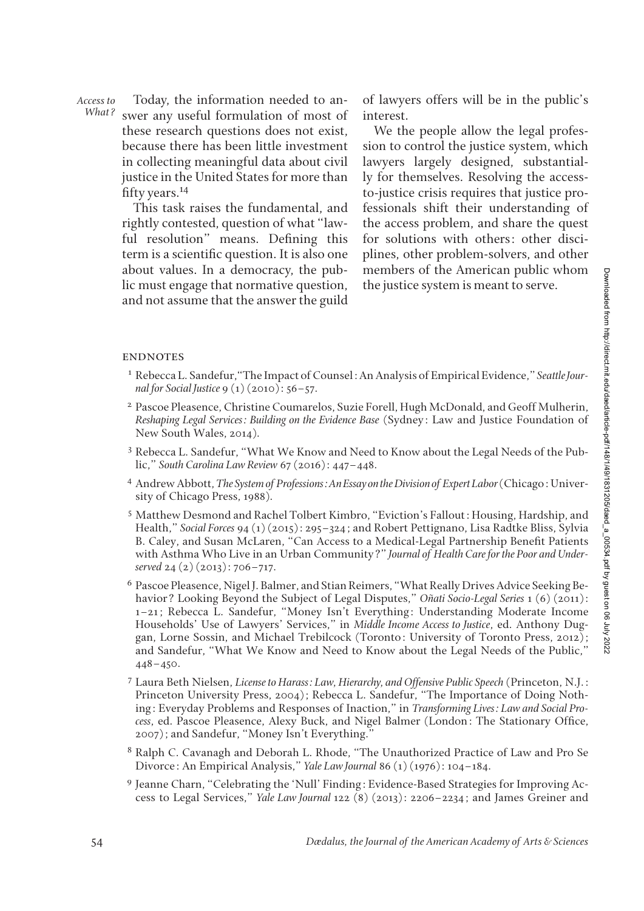Today, the information needed to answer any useful formulation of most of these research questions does not exist, because there has been little investment in collecting meaningful data about civil justice in the United States for more than fifty years.[14]

This task raises the fundamental, and rightly contested, question of what "lawful resolution" means. Defining this term is a scientific question. It is also one about values. In a democracy, the public must engage that normative question, and not assume that the answer the guild of lawyers offers will be in the public's interest.

We the people allow the legal profession to control the justice system, which lawyers largely designed, substantially for themselves. Resolving the access-to-justice crisis requires that justice professionals shift their understanding of the access problem, and share the quest for solutions with others: other disciplines, other problem-solvers, and other members of the American public whom the justice system is meant to serve.

## ENDNOTES

1 Rebecca L. Sandefur, "The Impact of Counsel: An Analysis of Empirical Evidence," *Seattle Journal for Social Justice* 9 (1) (2010): 56–57.

2 Pascoe Pleasence, Christine Coumarelos, Suzie Forell, Hugh McDonald, and Geoff Mulherin, *Reshaping Legal Services: Building on the Evidence Base* (Sydney: Law and Justice Foundation of New South Wales, 2014).

3 Rebecca L. Sandefur, "What We Know and Need to Know about the Legal Needs of the Public," *South Carolina Law Review* 67 (2016): 447–448.

4 Andrew Abbott, *The System of Professions: An Essay on the Division of Expert Labor* (Chicago: University of Chicago Press, 1988).

5 Matthew Desmond and Rachel Tolbert Kimbro, "Eviction's Fallout: Housing, Hardship, and Health," *Social Forces* 94 (1) (2015): 295–324; and Robert Pettignano, Lisa Radtke Bliss, Sylvia B. Caley, and Susan McLaren, "Can Access to a Medical-Legal Partnership Benefit Patients with Asthma Who Live in an Urban Community?" *Journal of Health Care for the Poor and Underserved* 24 (2) (2013): 706–717.

6 Pascoe Pleasence, Nigel J. Balmer, and Stian Reimers, "What Really Drives Advice Seeking Behavior? Looking Beyond the Subject of Legal Disputes," *Oñati Socio-Legal Series* 1 (6) (2011): 1–21; Rebecca L. Sandefur, "Money Isn't Everything: Understanding Moderate Income Households' Use of Lawyers' Services," in *Middle Income Access to Justice*, ed. Anthony Duggan, Lorne Sossin, and Michael Trebilcock (Toronto: University of Toronto Press, 2012); and Sandefur, "What We Know and Need to Know about the Legal Needs of the Public," 448–450.

7 Laura Beth Nielsen, *License to Harass: Law, Hierarchy, and Offensive Public Speech* (Princeton, N.J.: Princeton University Press, 2004); Rebecca L. Sandefur, "The Importance of Doing Nothing: Everyday Problems and Responses of Inaction," in *Transforming Lives: Law and Social Process*, ed. Pascoe Pleasence, Alexy Buck, and Nigel Balmer (London: The Stationary Office, 2007); and Sandefur, "Money Isn't Everything."

8 Ralph C. Cavanagh and Deborah L. Rhode, "The Unauthorized Practice of Law and Pro Se Divorce: An Empirical Analysis," *Yale Law Journal* 86 (1) (1976): 104–184.

9 Jeanne Charn, "Celebrating the 'Null' Finding: Evidence-Based Strategies for Improving Access to Legal Services," *Yale Law Journal* 122 (8) (2013): 2206–2234; and James Greiner and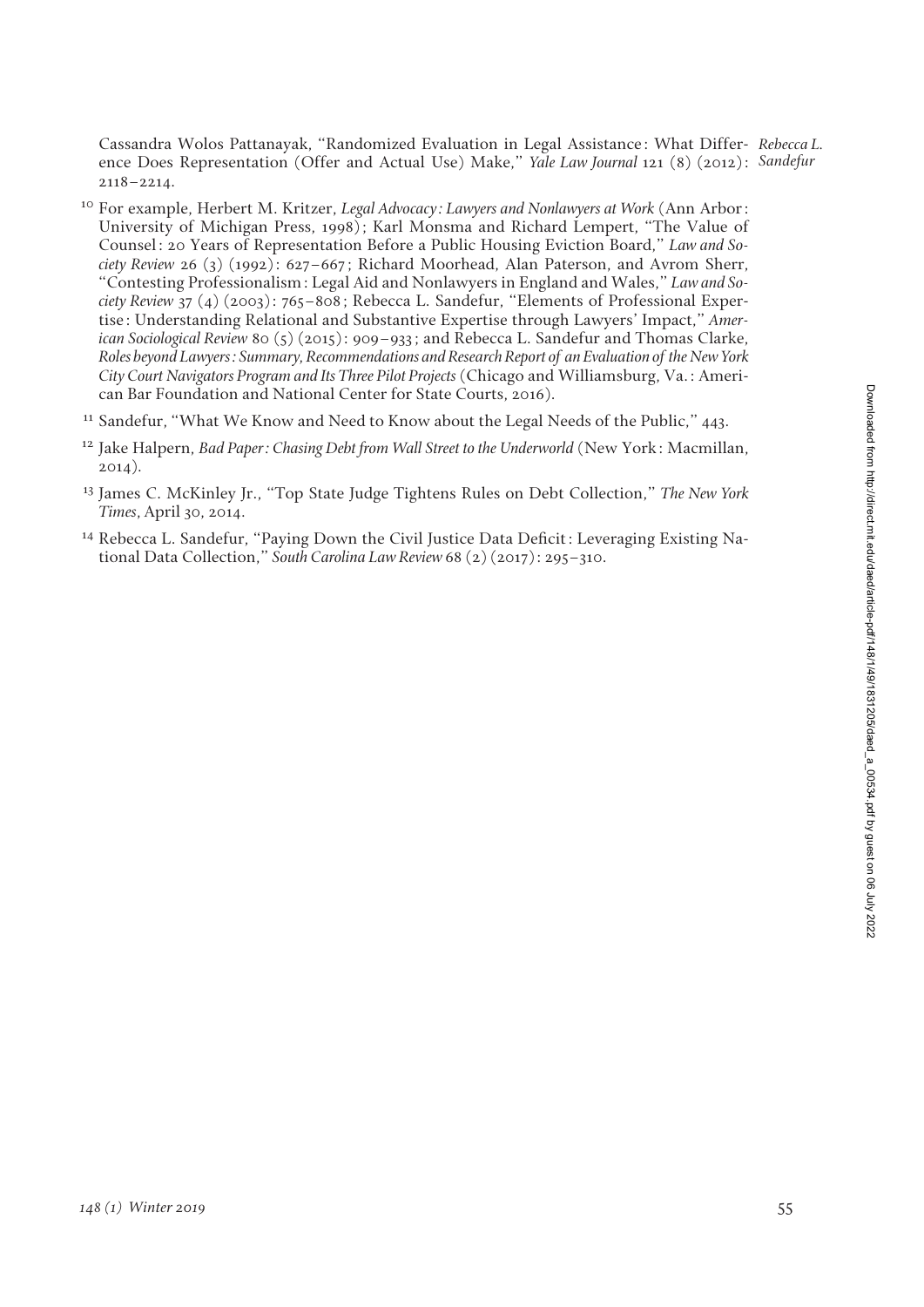Cassandra Wolos Pattanayak, "Randomized Evaluation in Legal Assistance: What Difference Does Representation (Offer and Actual Use) Make," *Yale Law Journal* 121 (8) (2012): 2118–2214.

[10] For example, Herbert M. Kritzer, *Legal Advocacy: Lawyers and Nonlawyers at Work* (Ann Arbor: University of Michigan Press, 1998); Karl Monsma and Richard Lempert, "The Value of Counsel: 20 Years of Representation Before a Public Housing Eviction Board," *Law and Society Review* 26 (3) (1992): 627–667; Richard Moorhead, Alan Paterson, and Avrom Sherr, "Contesting Professionalism: Legal Aid and Nonlawyers in England and Wales," *Law and Society Review* 37 (4) (2003): 765–808; Rebecca L. Sandefur, "Elements of Professional Expertise: Understanding Relational and Substantive Expertise through Lawyers' Impact," *American Sociological Review* 80 (5) (2015): 909–933; and Rebecca L. Sandefur and Thomas Clarke, *Roles beyond Lawyers: Summary, Recommendations and Research Report of an Evaluation of the New York City Court Navigators Program and Its Three Pilot Projects* (Chicago and Williamsburg, Va.: American Bar Foundation and National Center for State Courts, 2016).

[11] Sandefur, "What We Know and Need to Know about the Legal Needs of the Public," 443.

[12] Jake Halpern, *Bad Paper: Chasing Debt from Wall Street to the Underworld* (New York: Macmillan, 2014).

[13] James C. McKinley Jr., "Top State Judge Tightens Rules on Debt Collection," *The New York Times*, April 30, 2014.

[14] Rebecca L. Sandefur, "Paying Down the Civil Justice Data Deficit: Leveraging Existing National Data Collection," *South Carolina Law Review* 68 (2) (2017): 295–310.